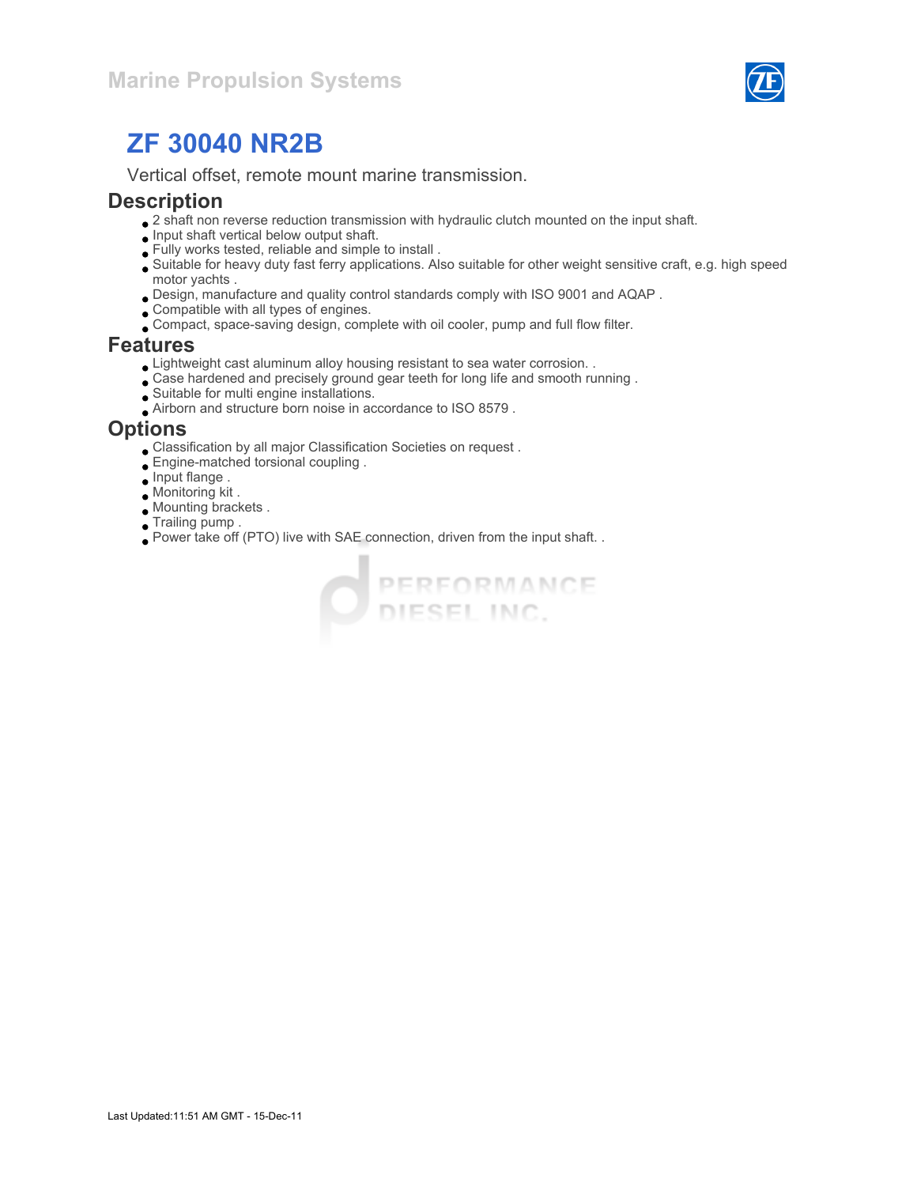Marine Propulsion Systems

# ZF 30040 NR2B

Vertical offset, remote mount marine transmission.

## Description

- 2 shaft non reverse reduction transmission with hydraulic clutch mounted on the input shaft.
- Input shaft vertical below output shaft.
- Fully works tested, reliable and simple to install .
- Suitable for heavy duty fast ferry applications. Also suitable for other weight sensitive craft, e.g. high speed motor yachts .
- Design, manufacture and quality control standards comply with ISO 9001 and AQAP .
- Compatible with all types of engines.
- Compact, space-saving design, complete with oil cooler, pump and full flow filter.

## Features

- Lightweight cast aluminum alloy housing resistant to sea water corrosion. .
- Case hardened and precisely ground gear teeth for long life and smooth running .
- Suitable for multi engine installations.
- Airborn and structure born noise in accordance to ISO 8579 .

## Options

- Classification by all major Classification Societies on request .
- Engine-matched torsional coupling .
- Input flange .
- Monitoring kit .
- Mounting brackets .
- Trailing pump .
- Power take off (PTO) live with SAE connection, driven from the input shaft. .

Last Updated:11:51 AM GMT - 15-Dec-11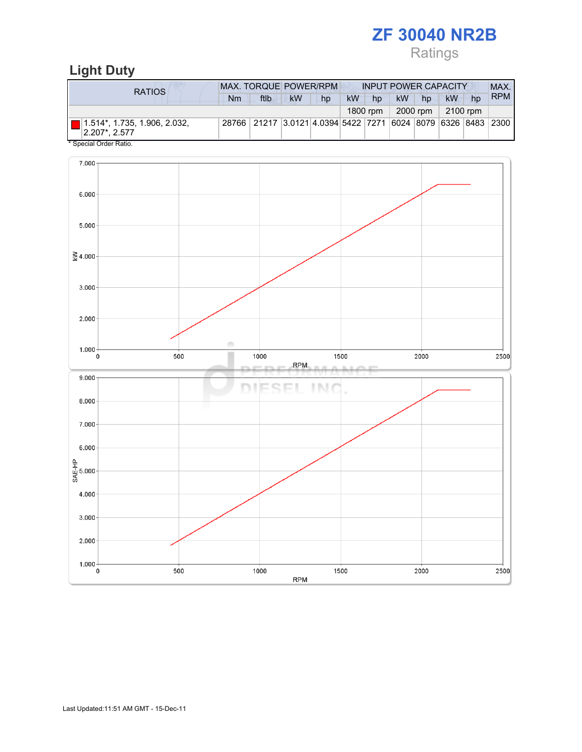# ZF 30040 NR2B

Ratings

## Light Duty

| RATIOS | MAX. TORQUE | | POWER/RPM | | INPUT POWER CAPACITY | | | | | | MAX. RPM |
|---|---|---|---|---|---|---|---|---|---|---|---|
| | Nm | ftlb | kW | hp | kW | hp | kW | hp | kW | hp | |
| | | | | | 1800 rpm | | 2000 rpm | | 2100 rpm | | |
| 1.514*, 1.735, 1.906, 2.032, 2.207*, 2.577 | 28766 | 21217 | 3.0121 | 4.0394 | 5422 | 7271 | 6024 | 8079 | 6326 | 8483 | 2300 |

* Special Order Ratio.

kW
7.000
6.000
5.000
4.000
3.000
2.000
1.000
0
500
1000
1500
2000
2500
RPM

SAE-HP
9.000
8.000
7.000
6.000
5.000
4.000
3.000
2.000
1.000
0
500
1000
1500
2000
2500
RPM

Last Updated:11:51 AM GMT - 15-Dec-11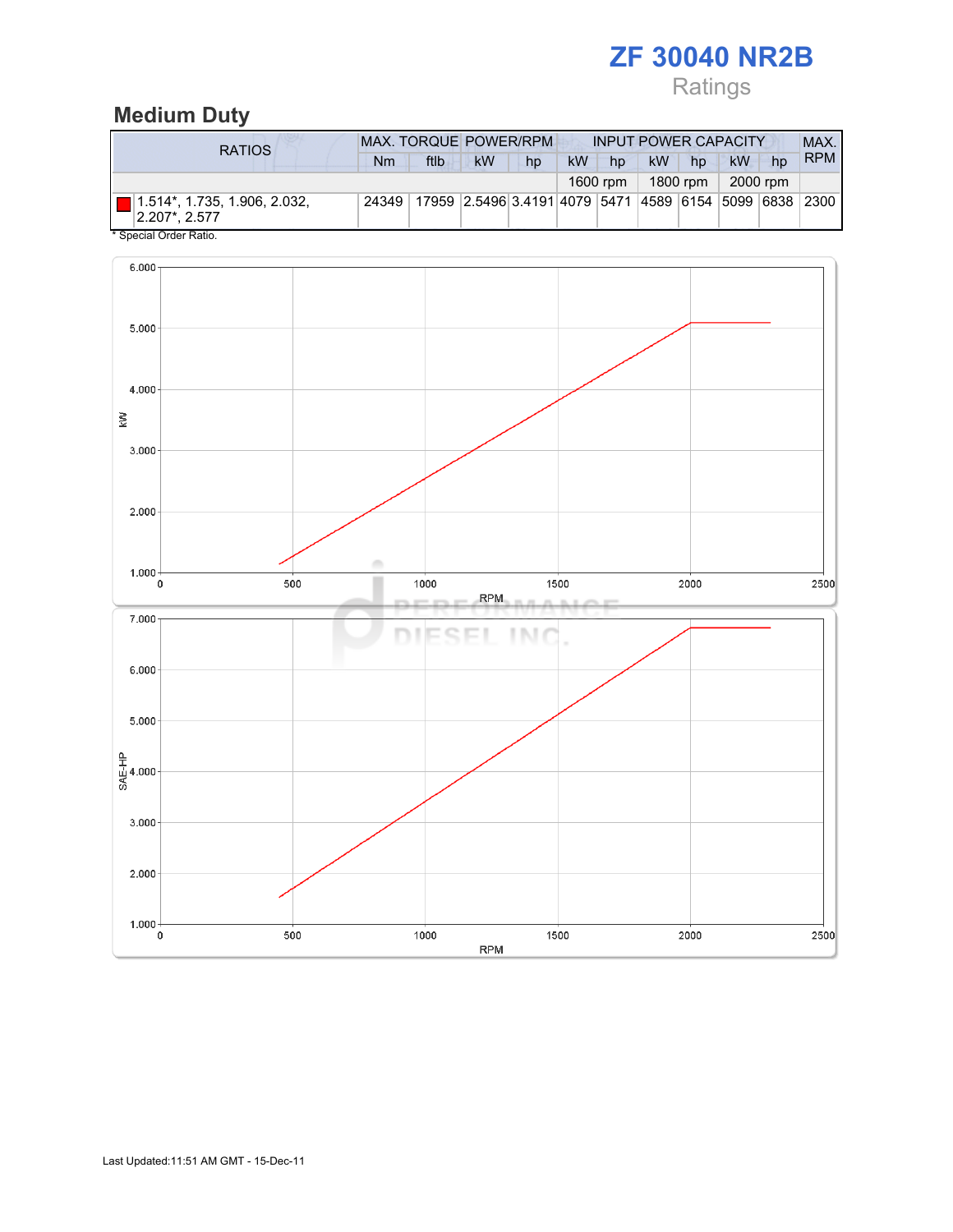# ZF 30040 NR2B

Ratings

## Medium Duty

| RATIOS | MAX. TORQUE | | POWER/RPM | | INPUT POWER CAPACITY | | | | | | MAX. RPM |
|---|---|---|---|---|---|---|---|---|---|---|---|
| | Nm | ftlb | kW | hp | kW | hp | kW | hp | kW | hp | |
| | | | | | 1600 rpm | | 1800 rpm | | 2000 rpm | | |
| 1.514*, 1.735, 1.906, 2.032, 2.207*, 2.577 | 24349 | 17959 | 2.5496 | 3.4191 | 4079 | 5471 | 4589 | 6154 | 5099 | 6838 | 2300 |

\* Special Order Ratio.

kW

6.000
5.000
4.000
3.000
2.000
1.000

0 500 1000 1500 2000 2500

RPM

SAE-HP

7.000
6.000
5.000
4.000
3.000
2.000
1.000

0 500 1000 1500 2000 2500

RPM

Last Updated:11:51 AM GMT - 15-Dec-11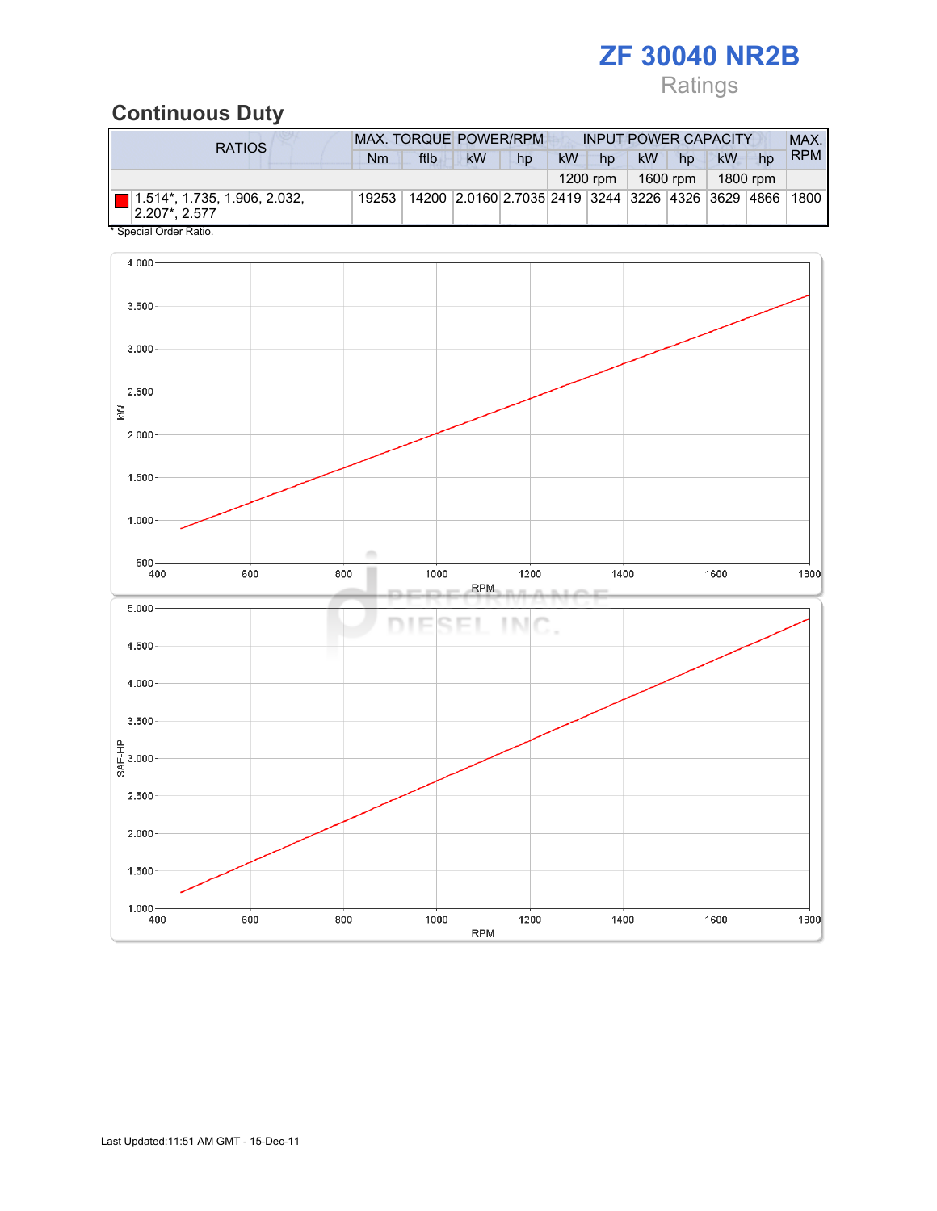# ZF 30040 NR2B

Ratings

## Continuous Duty

| RATIOS | MAX. TORQUE | | POWER/RPM | | INPUT POWER CAPACITY | | | | | | MAX. RPM |
|---|---|---|---|---|---|---|---|---|---|---|---|
| | Nm | ftlb | kW | hp | kW | hp | kW | hp | kW | hp | |
| | | | | | 1200 rpm | | 1600 rpm | | 1800 rpm | | |
| 1.514*, 1.735, 1.906, 2.032, 2.207*, 2.577 | 19253 | 14200 | 2.0160 | 2.7035 | 2419 | 3244 | 3226 | 4326 | 3629 | 4866 | 1800 |

* Special Order Ratio.

kW

4.000
3.500
3.000
2.500
2.000
1.500
1.000
500

400 600 800 1000 1200 1400 1600 1800

RPM

SAE-HP

5.000
4.500
4.000
3.500
3.000
2.500
2.000
1.500
1.000

400 600 800 1000 1200 1400 1600 1800

RPM

Last Updated:11:51 AM GMT - 15-Dec-11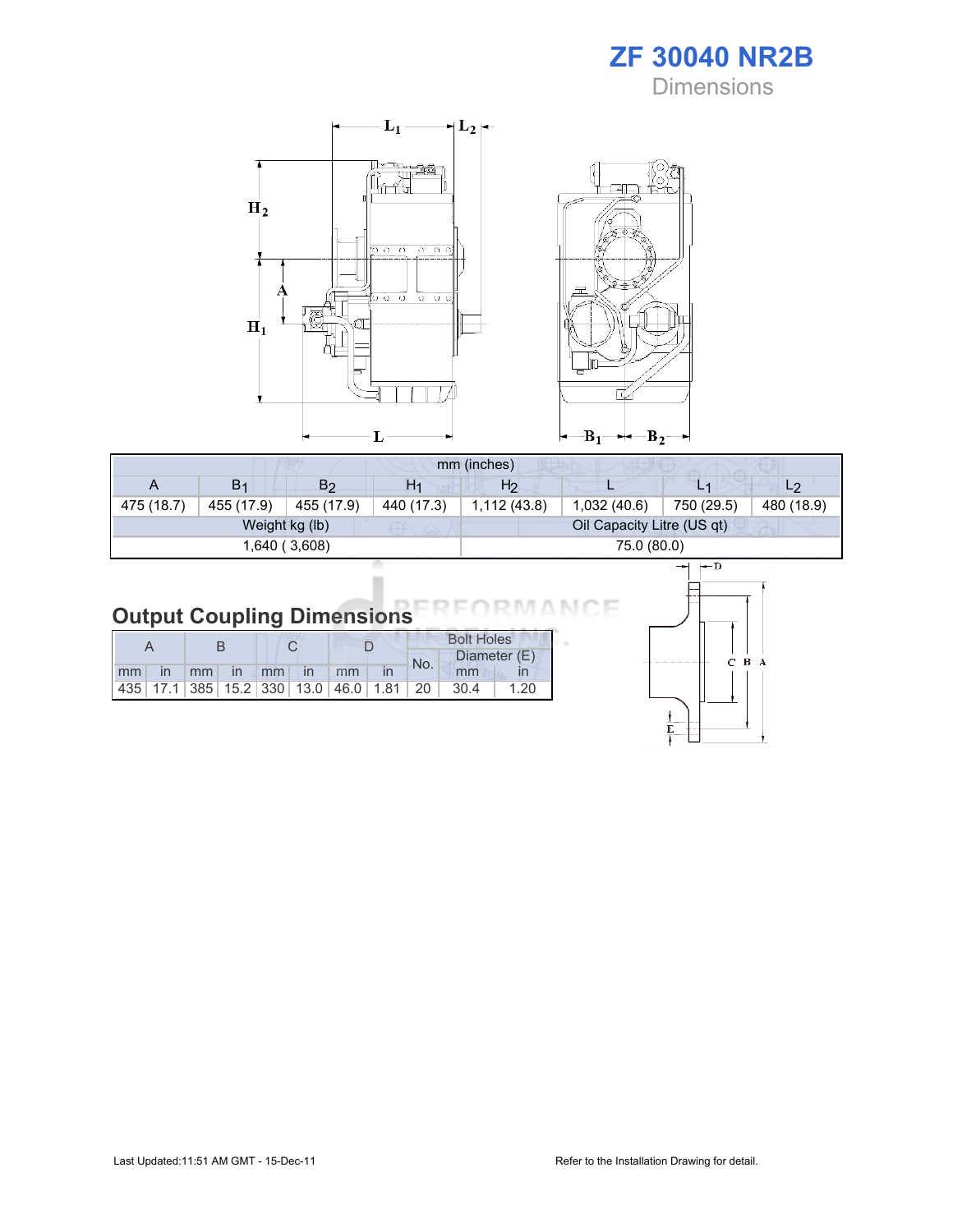# ZF 30040 NR2B

## Dimensions

| mm (inches) | | | | | | | |
|---|---|---|---|---|---|---|---|
| A | $B_1$ | $B_2$ | $H_1$ | $H_2$ | L | $L_1$ | $L_2$ |
| 475 (18.7) | 455 (17.9) | 455 (17.9) | 440 (17.3) | 1,112 (43.8) | 1,032 (40.6) | 750 (29.5) | 480 (18.9) |

| Weight kg (lb) | Oil Capacity Litre (US qt) |
|---|---|
| 1,640 ( 3,608) | 75.0 (80.0) |

## Output Coupling Dimensions

| A | | B | | C | | D | | Bolt Holes | | |
|---|---|---|---|---|---|---|---|---|---|---|
| | | | | | | | | No. | Diameter (E) | |
| mm | in | mm | in | mm | in | mm | in | | mm | in |
| 435 | 17.1 | 385 | 15.2 | 330 | 13.0 | 46.0 | 1.81 | 20 | 30.4 | 1.20 |

Last Updated:11:51 AM GMT - 15-Dec-11

Refer to the Installation Drawing for detail.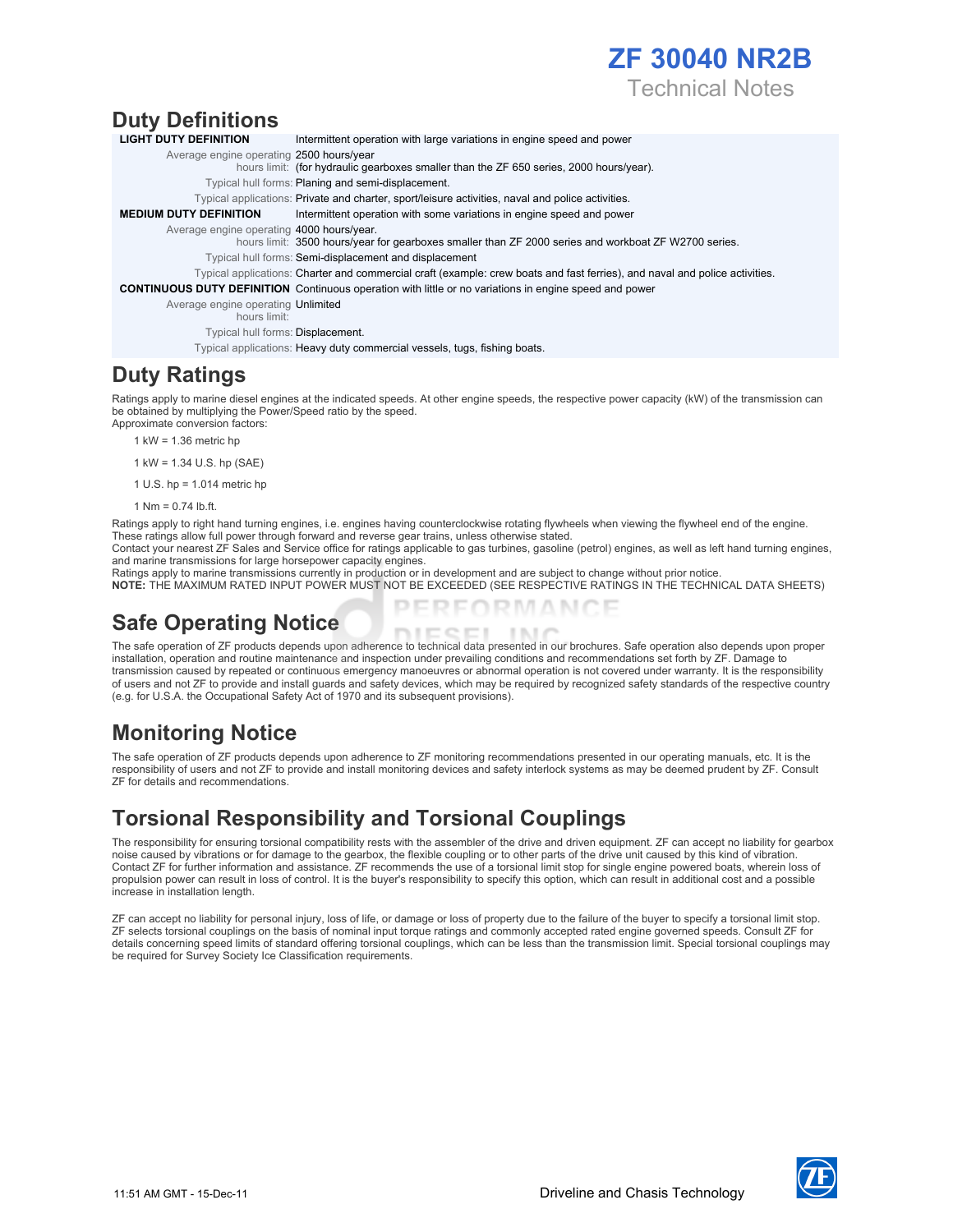# ZF 30040 NR2B

Technical Notes

## Duty Definitions

| | |
|---|---|
| **LIGHT DUTY DEFINITION** | Intermittent operation with large variations in engine speed and power |
| Average engine operating hours limit: | 2500 hours/year (for hydraulic gearboxes smaller than the ZF 650 series, 2000 hours/year). |
| Typical hull forms: | Planing and semi-displacement. |
| Typical applications: | Private and charter, sport/leisure activities, naval and police activities. |
| **MEDIUM DUTY DEFINITION** | Intermittent operation with some variations in engine speed and power |
| Average engine operating hours limit: | 4000 hours/year. 3500 hours/year for gearboxes smaller than ZF 2000 series and workboat ZF W2700 series. |
| Typical hull forms: | Semi-displacement and displacement |
| Typical applications: | Charter and commercial craft (example: crew boats and fast ferries), and naval and police activities. |
| **CONTINUOUS DUTY DEFINITION** | Continuous operation with little or no variations in engine speed and power |
| Average engine operating hours limit: | Unlimited |
| Typical hull forms: | Displacement. |
| Typical applications: | Heavy duty commercial vessels, tugs, fishing boats. |

## Duty Ratings

Ratings apply to marine diesel engines at the indicated speeds. At other engine speeds, the respective power capacity (kW) of the transmission can be obtained by multiplying the Power/Speed ratio by the speed.
Approximate conversion factors:

1 kW = 1.36 metric hp

1 kW = 1.34 U.S. hp (SAE)

1 U.S. hp = 1.014 metric hp

1 Nm = 0.74 lb.ft.

Ratings apply to right hand turning engines, i.e. engines having counterclockwise rotating flywheels when viewing the flywheel end of the engine.
These ratings allow full power through forward and reverse gear trains, unless otherwise stated.
Contact your nearest ZF Sales and Service office for ratings applicable to gas turbines, gasoline (petrol) engines, as well as left hand turning engines, and marine transmissions for large horsepower capacity engines.
Ratings apply to marine transmissions currently in production or in development and are subject to change without prior notice.
**NOTE:** THE MAXIMUM RATED INPUT POWER MUST NOT BE EXCEEDED (SEE RESPECTIVE RATINGS IN THE TECHNICAL DATA SHEETS)

## Safe Operating Notice

The safe operation of ZF products depends upon adherence to technical data presented in our brochures. Safe operation also depends upon proper installation, operation and routine maintenance and inspection under prevailing conditions and recommendations set forth by ZF. Damage to transmission caused by repeated or continuous emergency manoeuvres or abnormal operation is not covered under warranty. It is the responsibility of users and not ZF to provide and install guards and safety devices, which may be required by recognized safety standards of the respective country (e.g. for U.S.A. the Occupational Safety Act of 1970 and its subsequent provisions).

## Monitoring Notice

The safe operation of ZF products depends upon adherence to ZF monitoring recommendations presented in our operating manuals, etc. It is the responsibility of users and not ZF to provide and install monitoring devices and safety interlock systems as may be deemed prudent by ZF. Consult ZF for details and recommendations.

## Torsional Responsibility and Torsional Couplings

The responsibility for ensuring torsional compatibility rests with the assembler of the drive and driven equipment. ZF can accept no liability for gearbox noise caused by vibrations or for damage to the gearbox, the flexible coupling or to other parts of the drive unit caused by this kind of vibration. Contact ZF for further information and assistance. ZF recommends the use of a torsional limit stop for single engine powered boats, wherein loss of propulsion power can result in loss of control. It is the buyer's responsibility to specify this option, which can result in additional cost and a possible increase in installation length.

ZF can accept no liability for personal injury, loss of life, or damage or loss of property due to the failure of the buyer to specify a torsional limit stop. ZF selects torsional couplings on the basis of nominal input torque ratings and commonly accepted rated engine governed speeds. Consult ZF for details concerning speed limits of standard offering torsional couplings, which can be less than the transmission limit. Special torsional couplings may be required for Survey Society Ice Classification requirements.